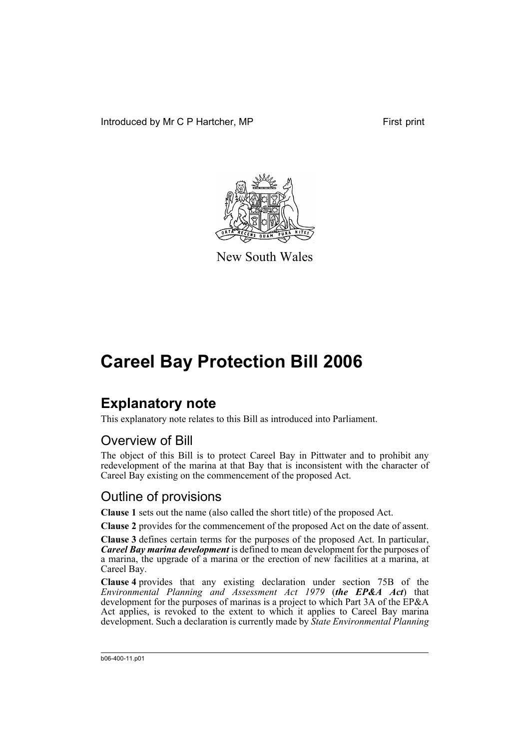Introduced by Mr C P Hartcher, MP

First print

New South Wales

# Careel Bay Protection Bill 2006

## Explanatory note

This explanatory note relates to this Bill as introduced into Parliament.

### Overview of Bill

The object of this Bill is to protect Careel Bay in Pittwater and to prohibit any redevelopment of the marina at that Bay that is inconsistent with the character of Careel Bay existing on the commencement of the proposed Act.

### Outline of provisions

**Clause 1** sets out the name (also called the short title) of the proposed Act.

**Clause 2** provides for the commencement of the proposed Act on the date of assent.

**Clause 3** defines certain terms for the purposes of the proposed Act. In particular, ***Careel Bay marina development*** is defined to mean development for the purposes of a marina, the upgrade of a marina or the erection of new facilities at a marina, at Careel Bay.

**Clause 4** provides that any existing declaration under section 75B of the *Environmental Planning and Assessment Act 1979* (***the EP&A Act***) that development for the purposes of marinas is a project to which Part 3A of the EP&A Act applies, is revoked to the extent to which it applies to Careel Bay marina development. Such a declaration is currently made by *State Environmental Planning*

b06-400-11.p01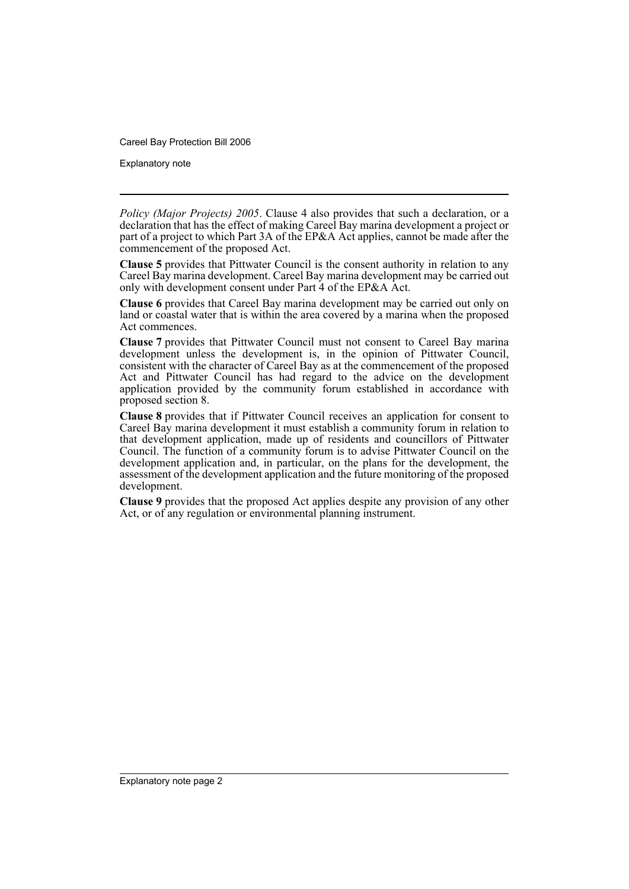*Policy (Major Projects) 2005*. Clause 4 also provides that such a declaration, or a declaration that has the effect of making Careel Bay marina development a project or part of a project to which Part 3A of the EP&A Act applies, cannot be made after the commencement of the proposed Act.

**Clause 5** provides that Pittwater Council is the consent authority in relation to any Careel Bay marina development. Careel Bay marina development may be carried out only with development consent under Part 4 of the EP&A Act.

**Clause 6** provides that Careel Bay marina development may be carried out only on land or coastal water that is within the area covered by a marina when the proposed Act commences.

**Clause 7** provides that Pittwater Council must not consent to Careel Bay marina development unless the development is, in the opinion of Pittwater Council, consistent with the character of Careel Bay as at the commencement of the proposed Act and Pittwater Council has had regard to the advice on the development application provided by the community forum established in accordance with proposed section 8.

**Clause 8** provides that if Pittwater Council receives an application for consent to Careel Bay marina development it must establish a community forum in relation to that development application, made up of residents and councillors of Pittwater Council. The function of a community forum is to advise Pittwater Council on the development application and, in particular, on the plans for the development, the assessment of the development application and the future monitoring of the proposed development.

**Clause 9** provides that the proposed Act applies despite any provision of any other Act, or of any regulation or environmental planning instrument.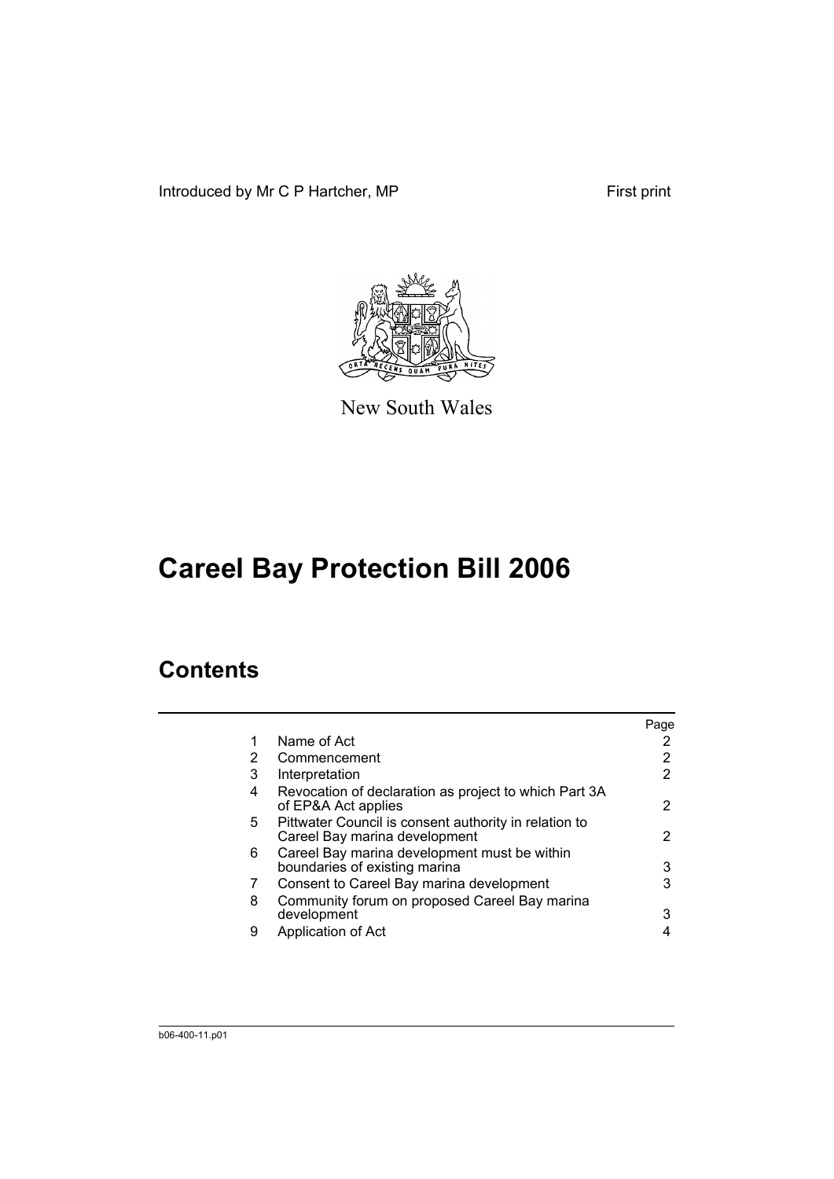Introduced by Mr C P Hartcher, MP

First print

New South Wales

# Careel Bay Protection Bill 2006

## Contents

| | | Page |
|---|---|---|
| 1 | Name of Act | 2 |
| 2 | Commencement | 2 |
| 3 | Interpretation | 2 |
| 4 | Revocation of declaration as project to which Part 3A of EP&A Act applies | 2 |
| 5 | Pittwater Council is consent authority in relation to Careel Bay marina development | 2 |
| 6 | Careel Bay marina development must be within boundaries of existing marina | 3 |
| 7 | Consent to Careel Bay marina development | 3 |
| 8 | Community forum on proposed Careel Bay marina development | 3 |
| 9 | Application of Act | 4 |

b06-400-11.p01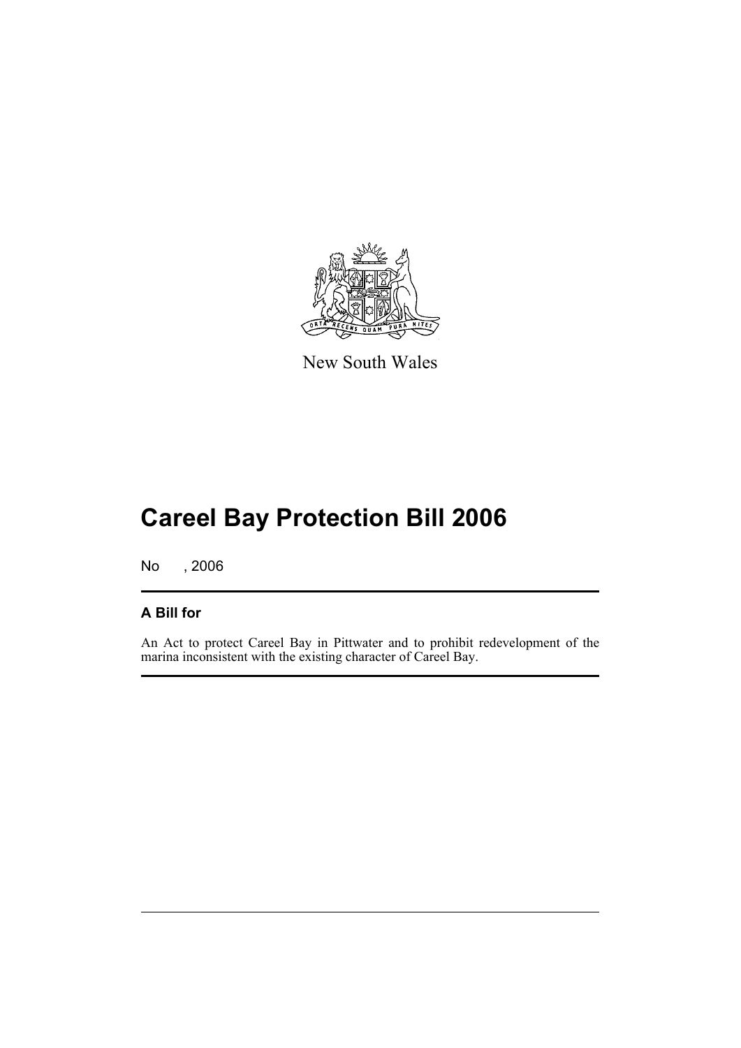New South Wales

# Careel Bay Protection Bill 2006

No , 2006

## A Bill for

An Act to protect Careel Bay in Pittwater and to prohibit redevelopment of the marina inconsistent with the existing character of Careel Bay.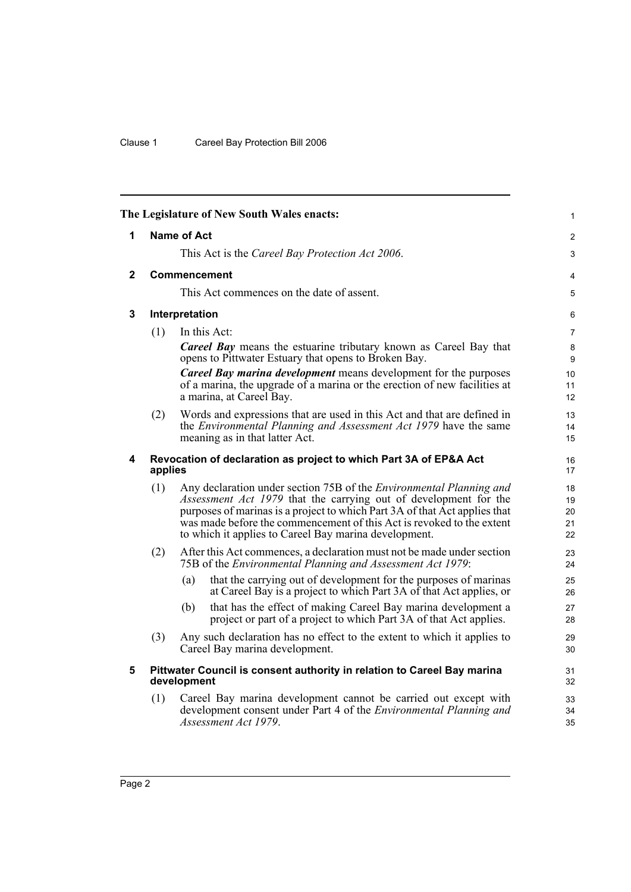**The Legislature of New South Wales enacts:**

## 1 Name of Act

This Act is the *Careel Bay Protection Act 2006*.

## 2 Commencement

This Act commences on the date of assent.

## 3 Interpretation

(1) In this Act:

***Careel Bay*** means the estuarine tributary known as Careel Bay that opens to Pittwater Estuary that opens to Broken Bay.

***Careel Bay marina development*** means development for the purposes of a marina, the upgrade of a marina or the erection of new facilities at a marina, at Careel Bay.

(2) Words and expressions that are used in this Act and that are defined in the *Environmental Planning and Assessment Act 1979* have the same meaning as in that latter Act.

## 4 Revocation of declaration as project to which Part 3A of EP&A Act applies

(1) Any declaration under section 75B of the *Environmental Planning and Assessment Act 1979* that the carrying out of development for the purposes of marinas is a project to which Part 3A of that Act applies that was made before the commencement of this Act is revoked to the extent to which it applies to Careel Bay marina development.

(2) After this Act commences, a declaration must not be made under section 75B of the *Environmental Planning and Assessment Act 1979*:

- (a) that the carrying out of development for the purposes of marinas at Careel Bay is a project to which Part 3A of that Act applies, or
- (b) that has the effect of making Careel Bay marina development a project or part of a project to which Part 3A of that Act applies.

(3) Any such declaration has no effect to the extent to which it applies to Careel Bay marina development.

## 5 Pittwater Council is consent authority in relation to Careel Bay marina development

(1) Careel Bay marina development cannot be carried out except with development consent under Part 4 of the *Environmental Planning and Assessment Act 1979*.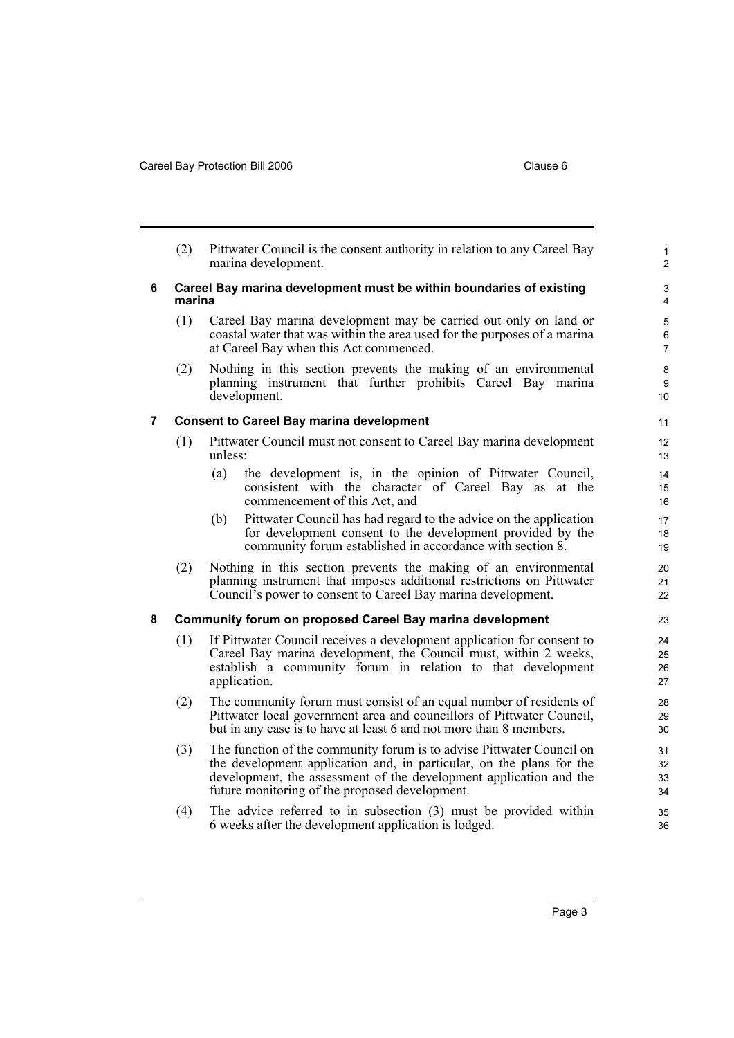(2) Pittwater Council is the consent authority in relation to any Careel Bay marina development.

### 6 Careel Bay marina development must be within boundaries of existing marina

(1) Careel Bay marina development may be carried out only on land or coastal water that was within the area used for the purposes of a marina at Careel Bay when this Act commenced.

(2) Nothing in this section prevents the making of an environmental planning instrument that further prohibits Careel Bay marina development.

### 7 Consent to Careel Bay marina development

(1) Pittwater Council must not consent to Careel Bay marina development unless:

- (a) the development is, in the opinion of Pittwater Council, consistent with the character of Careel Bay as at the commencement of this Act, and
- (b) Pittwater Council has had regard to the advice on the application for development consent to the development provided by the community forum established in accordance with section 8.

(2) Nothing in this section prevents the making of an environmental planning instrument that imposes additional restrictions on Pittwater Council's power to consent to Careel Bay marina development.

### 8 Community forum on proposed Careel Bay marina development

(1) If Pittwater Council receives a development application for consent to Careel Bay marina development, the Council must, within 2 weeks, establish a community forum in relation to that development application.

(2) The community forum must consist of an equal number of residents of Pittwater local government area and councillors of Pittwater Council, but in any case is to have at least 6 and not more than 8 members.

(3) The function of the community forum is to advise Pittwater Council on the development application and, in particular, on the plans for the development, the assessment of the development application and the future monitoring of the proposed development.

(4) The advice referred to in subsection (3) must be provided within 6 weeks after the development application is lodged.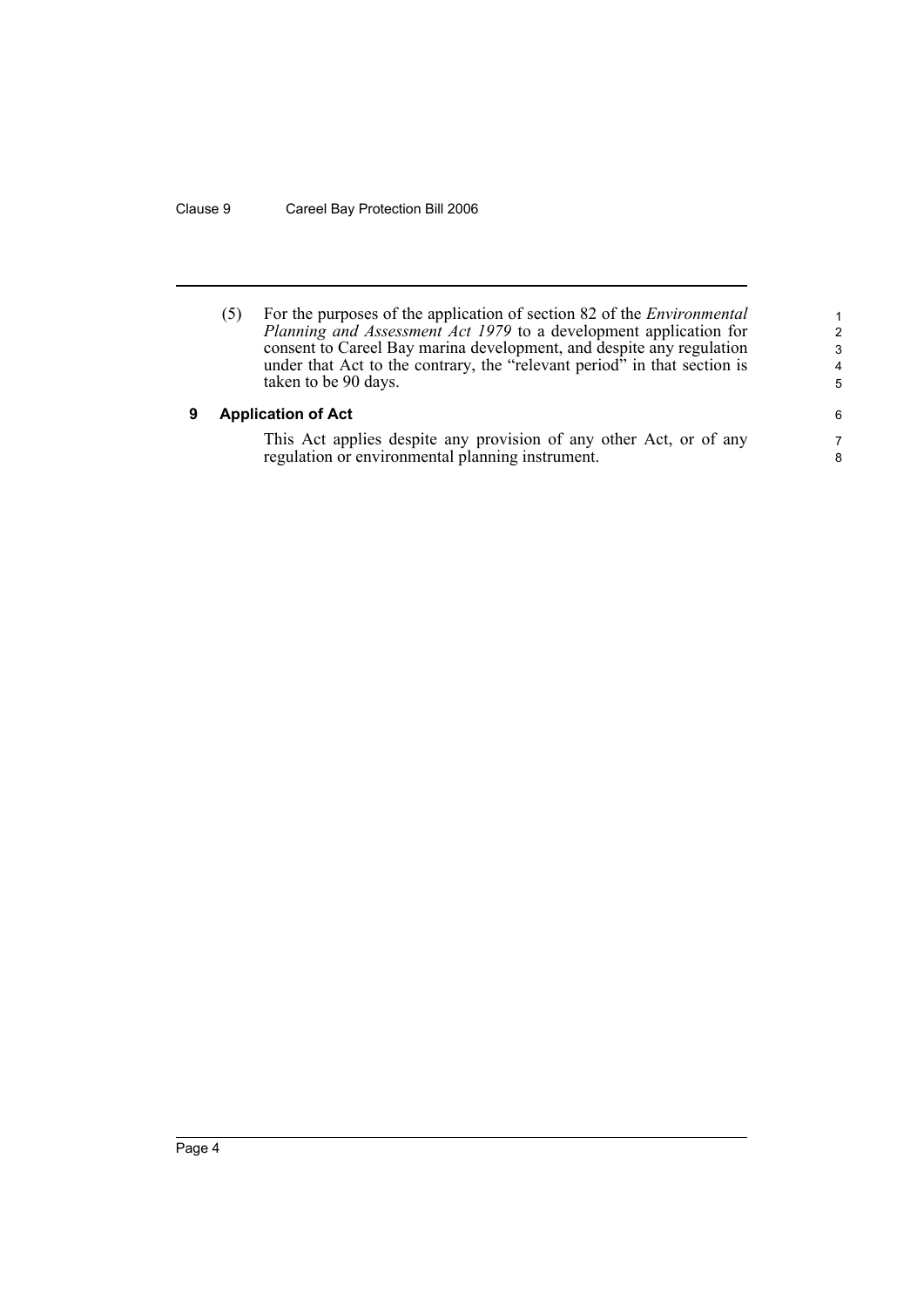(5) For the purposes of the application of section 82 of the *Environmental Planning and Assessment Act 1979* to a development application for consent to Careel Bay marina development, and despite any regulation under that Act to the contrary, the "relevant period" in that section is taken to be 90 days.

## 9 Application of Act

This Act applies despite any provision of any other Act, or of any regulation or environmental planning instrument.